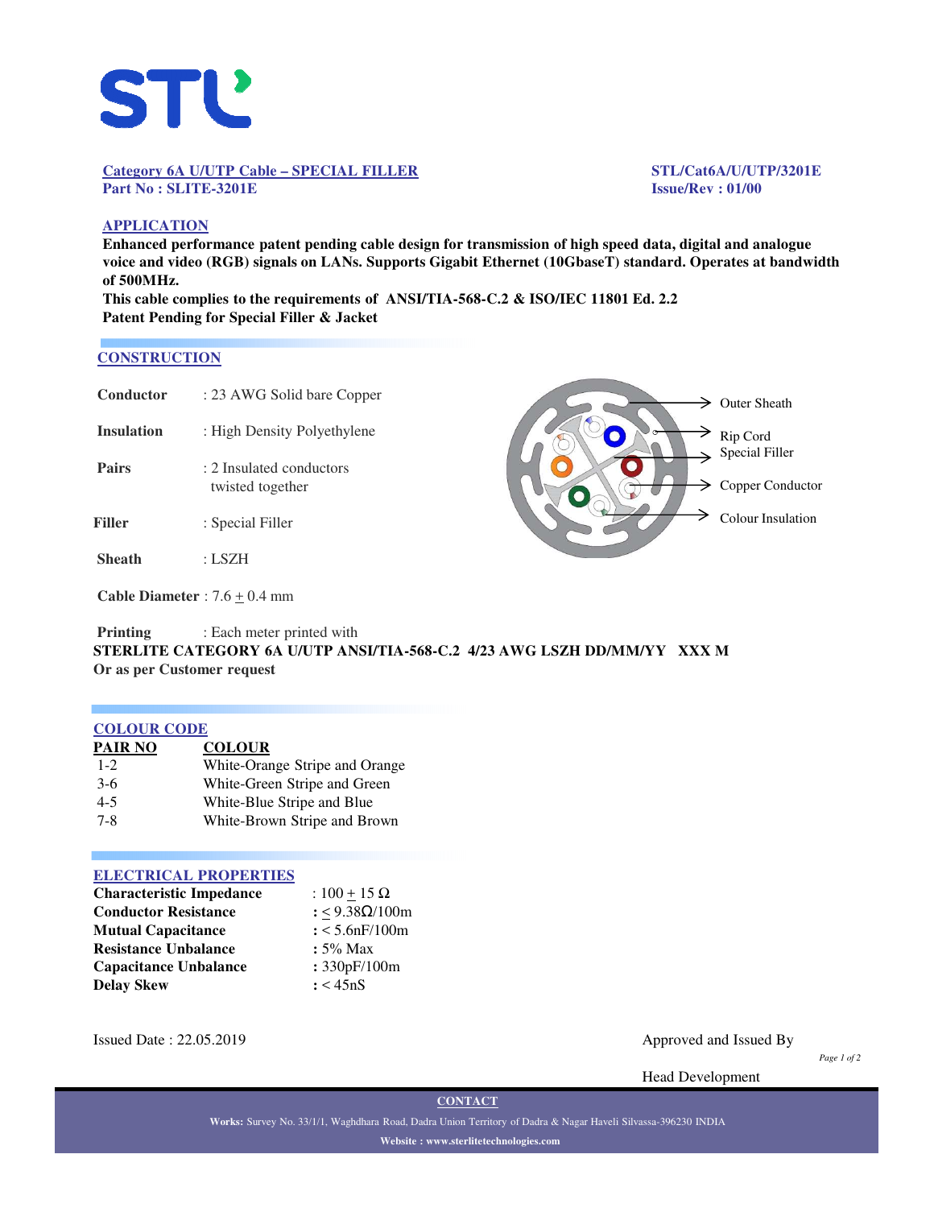**Category 6A U/UTP Cable – SPECIAL FILLER**
**Part No : SLITE-3201E**

**STL/Cat6A/U/UTP/3201E**
**Issue/Rev : 01/00**

## APPLICATION

**Enhanced performance patent pending cable design for transmission of high speed data, digital and analogue voice and video (RGB) signals on LANs. Supports Gigabit Ethernet (10GbaseT) standard. Operates at bandwidth of 500MHz.**

**This cable complies to the requirements of ANSI/TIA-568-C.2 & ISO/IEC 11801 Ed. 2.2**

**Patent Pending for Special Filler & Jacket**

## CONSTRUCTION

| | |
|---|---|
| **Conductor** | : 23 AWG Solid bare Copper |
| **Insulation** | : High Density Polyethylene |
| **Pairs** | : 2 Insulated conductors twisted together |
| **Filler** | : Special Filler |
| **Sheath** | : LSZH |

Outer Sheath
Rip Cord
Special Filler
Copper Conductor
Colour Insulation

**Cable Diameter** : 7.6 ± 0.4 mm

**Printing** : Each meter printed with
**STERLITE CATEGORY 6A U/UTP ANSI/TIA-568-C.2 4/23 AWG LSZH DD/MM/YY XXX M**
**Or as per Customer request**

## COLOUR CODE

| PAIR NO | COLOUR |
|---|---|
| 1-2 | White-Orange Stripe and Orange |
| 3-6 | White-Green Stripe and Green |
| 4-5 | White-Blue Stripe and Blue |
| 7-8 | White-Brown Stripe and Brown |

## ELECTRICAL PROPERTIES

| | |
|---|---|
| **Characteristic Impedance** | : 100 ± 15 Ω |
| **Conductor Resistance** | : ≤ 9.38Ω/100m |
| **Mutual Capacitance** | : < 5.6nF/100m |
| **Resistance Unbalance** | : 5% Max |
| **Capacitance Unbalance** | : 330pF/100m |
| **Delay Skew** | : < 45nS |

Issued Date : 22.05.2019

Approved and Issued By

Head Development

**CONTACT**

**Works:** Survey No. 33/1/1, Waghdhara Road, Dadra Union Territory of Dadra & Nagar Haveli Silvassa-396230 INDIA

**Website : www.sterlitetechnologies.com**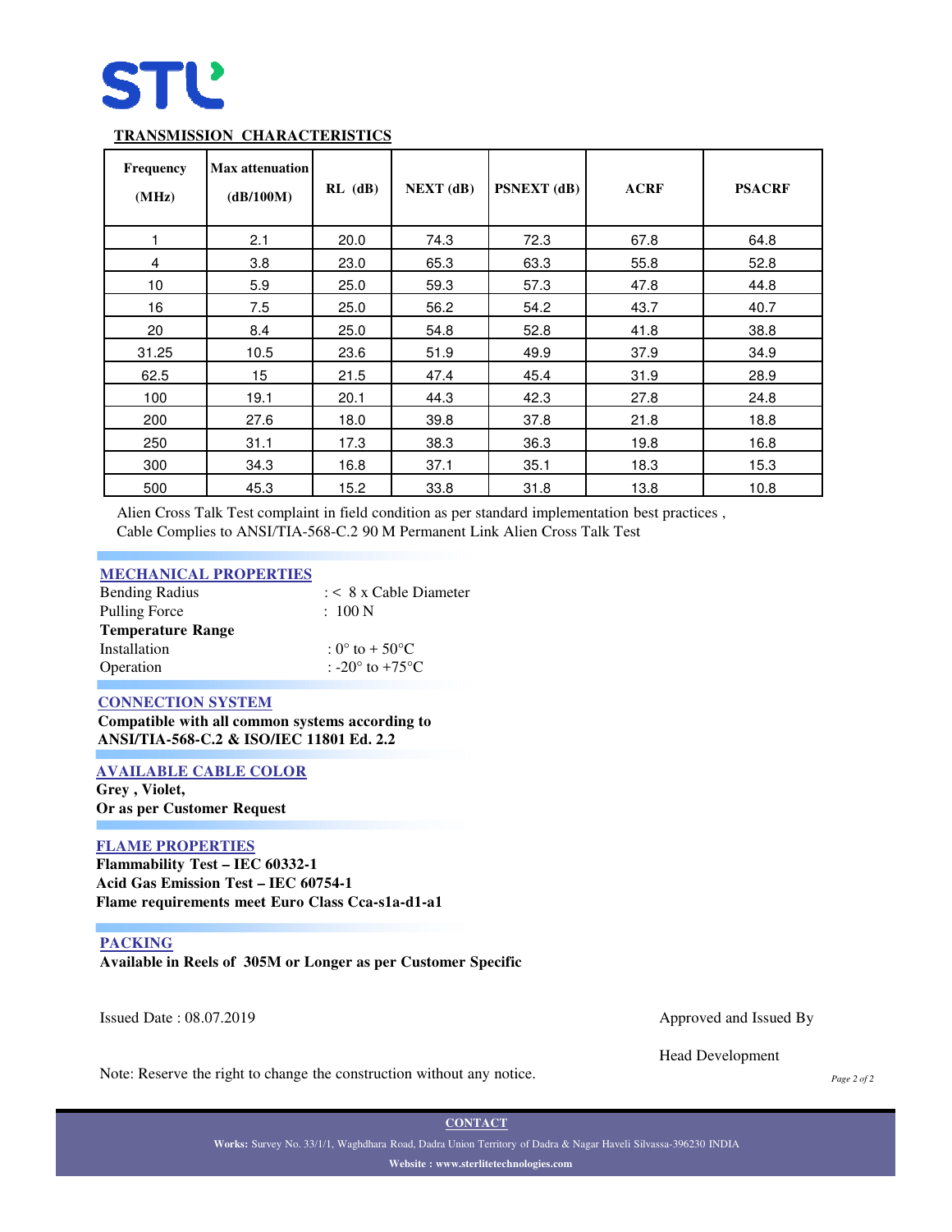STL

## TRANSMISSION CHARACTERISTICS

| Frequency (MHz) | Max attenuation (dB/100M) | RL (dB) | NEXT (dB) | PSNEXT (dB) | ACRF | PSACRF |
|---|---|---|---|---|---|---|
| 1 | 2.1 | 20.0 | 74.3 | 72.3 | 67.8 | 64.8 |
| 4 | 3.8 | 23.0 | 65.3 | 63.3 | 55.8 | 52.8 |
| 10 | 5.9 | 25.0 | 59.3 | 57.3 | 47.8 | 44.8 |
| 16 | 7.5 | 25.0 | 56.2 | 54.2 | 43.7 | 40.7 |
| 20 | 8.4 | 25.0 | 54.8 | 52.8 | 41.8 | 38.8 |
| 31.25 | 10.5 | 23.6 | 51.9 | 49.9 | 37.9 | 34.9 |
| 62.5 | 15 | 21.5 | 47.4 | 45.4 | 31.9 | 28.9 |
| 100 | 19.1 | 20.1 | 44.3 | 42.3 | 27.8 | 24.8 |
| 200 | 27.6 | 18.0 | 39.8 | 37.8 | 21.8 | 18.8 |
| 250 | 31.1 | 17.3 | 38.3 | 36.3 | 19.8 | 16.8 |
| 300 | 34.3 | 16.8 | 37.1 | 35.1 | 18.3 | 15.3 |
| 500 | 45.3 | 15.2 | 33.8 | 31.8 | 13.8 | 10.8 |

Alien Cross Talk Test complaint in field condition as per standard implementation best practices ,
Cable Complies to ANSI/TIA-568-C.2 90 M Permanent Link Alien Cross Talk Test

## MECHANICAL PROPERTIES

Bending Radius : < 8 x Cable Diameter
Pulling Force : 100 N

**Temperature Range**

Installation : 0° to + 50°C
Operation : -20° to +75°C

## CONNECTION SYSTEM

**Compatible with all common systems according to ANSI/TIA-568-C.2 & ISO/IEC 11801 Ed. 2.2**

## AVAILABLE CABLE COLOR

**Grey , Violet,**
**Or as per Customer Request**

## FLAME PROPERTIES

**Flammability Test – IEC 60332-1**
**Acid Gas Emission Test – IEC 60754-1**
**Flame requirements meet Euro Class Cca-s1a-d1-a1**

## PACKING

**Available in Reels of 305M or Longer as per Customer Specific**

Issued Date : 08.07.2019

Approved and Issued By

Head Development

Note: Reserve the right to change the construction without any notice.

**CONTACT**

**Works:** Survey No. 33/1/1, Waghdhara Road, Dadra Union Territory of Dadra & Nagar Haveli Silvassa-396230 INDIA

**Website : www.sterlitetechnologies.com**